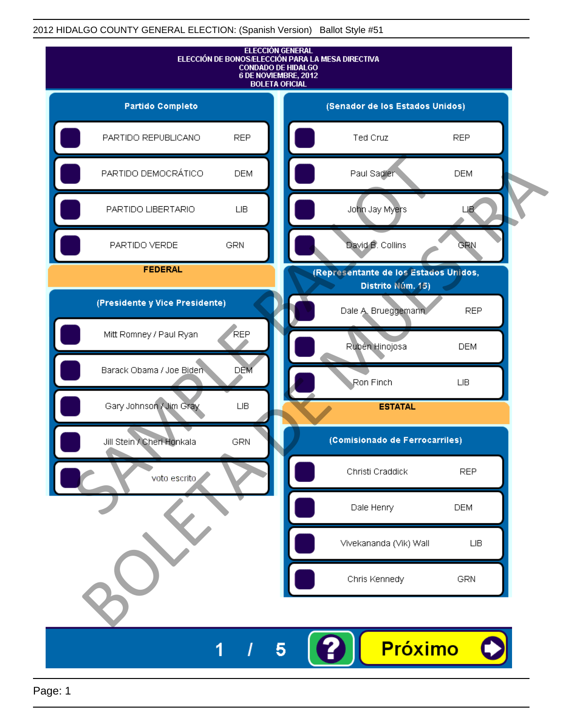2012 HIDALGO COUNTY GENERAL ELECTION: (Spanish Version) Ballot Style #51

# ELECCIÓN GENERAL
# ELECCIÓN DE BONOS/ELECCIÓN PARA LA MESA DIRECTIVA
# CONDADO DE HIDALGO
# 6 DE NOVIEMBRE, 2012
# BOLETA OFICIAL

SAMPLE BALLOT
BOLETA DE MUESTRA

## Partido Completo

| Partido | |
|---|---|
| PARTIDO REPUBLICANO | REP |
| PARTIDO DEMOCRÁTICO | DEM |
| PARTIDO LIBERTARIO | LIB |
| PARTIDO VERDE | GRN |

## FEDERAL

### (Presidente y Vice Presidente)

| Candidato | Partido |
|---|---|
| Mitt Romney / Paul Ryan | REP |
| Barack Obama / Joe Biden | DEM |
| Gary Johnson / Jim Gray | LIB |
| Jill Stein / Cheri Honkala | GRN |
| voto escrito | |

### (Senador de los Estados Unidos)

| Candidato | Partido |
|---|---|
| Ted Cruz | REP |
| Paul Sadler | DEM |
| John Jay Myers | LIB |
| David B. Collins | GRN |

### (Representante de los Estados Unidos, Distrito Núm. 15)

| Candidato | Partido |
|---|---|
| Dale A. Brueggemann | REP |
| Rubén Hinojosa | DEM |
| Ron Finch | LIB |

## ESTATAL

### (Comisionado de Ferrocarriles)

| Candidato | Partido |
|---|---|
| Christi Craddick | REP |
| Dale Henry | DEM |
| Vivekananda (Vik) Wall | LIB |
| Chris Kennedy | GRN |

1 / 5 ? Próximo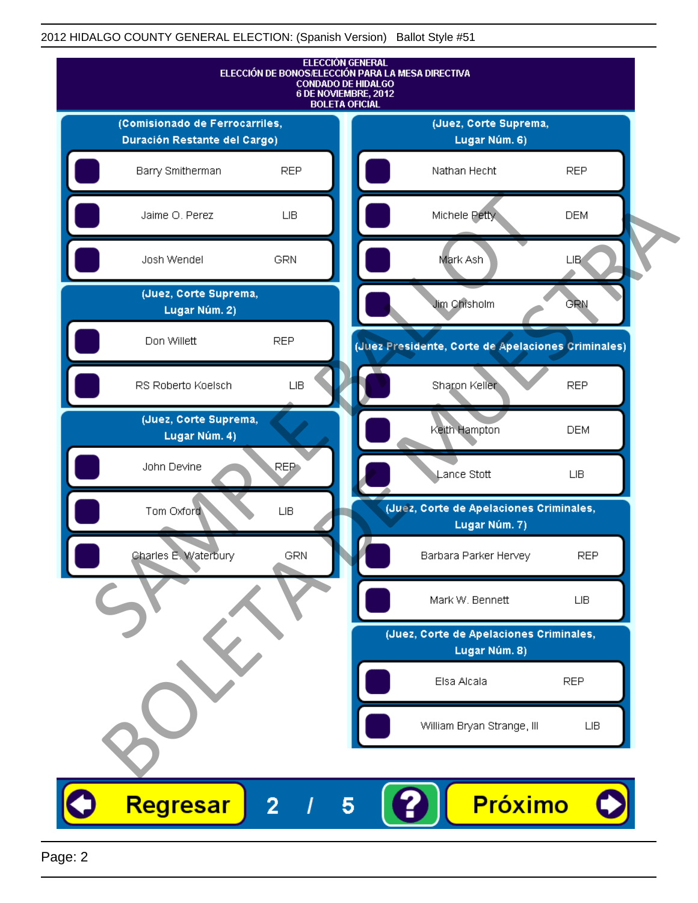2012 HIDALGO COUNTY GENERAL ELECTION: (Spanish Version) Ballot Style #51

**ELECCIÓN GENERAL**
**ELECCIÓN DE BONOS/ELECCIÓN PARA LA MESA DIRECTIVA**
**CONDADO DE HIDALGO**
**6 DE NOVIEMBRE, 2012**
**BOLETA OFICIAL**

### (Comisionado de Ferrocarriles, Duración Restante del Cargo)

| Candidato | Partido |
|---|---|
| Barry Smitherman | REP |
| Jaime O. Perez | LIB |
| Josh Wendel | GRN |

### (Juez, Corte Suprema, Lugar Núm. 2)

| Candidato | Partido |
|---|---|
| Don Willett | REP |
| RS Roberto Koelsch | LIB |

### (Juez, Corte Suprema, Lugar Núm. 4)

| Candidato | Partido |
|---|---|
| John Devine | REP |
| Tom Oxford | LIB |
| Charles E. Waterbury | GRN |

### (Juez, Corte Suprema, Lugar Núm. 6)

| Candidato | Partido |
|---|---|
| Nathan Hecht | REP |
| Michele Petty | DEM |
| Mark Ash | LIB |
| Jim Chisholm | GRN |

### (Juez Presidente, Corte de Apelaciones Criminales)

| Candidato | Partido |
|---|---|
| Sharon Keller | REP |
| Keith Hampton | DEM |
| Lance Stott | LIB |

### (Juez, Corte de Apelaciones Criminales, Lugar Núm. 7)

| Candidato | Partido |
|---|---|
| Barbara Parker Hervey | REP |
| Mark W. Bennett | LIB |

### (Juez, Corte de Apelaciones Criminales, Lugar Núm. 8)

| Candidato | Partido |
|---|---|
| Elsa Alcala | REP |
| William Bryan Strange, III | LIB |

SAMPLE BALLOT
BOLETA DE MUESTRA

Regresar | 2 / 5 | ? | Próximo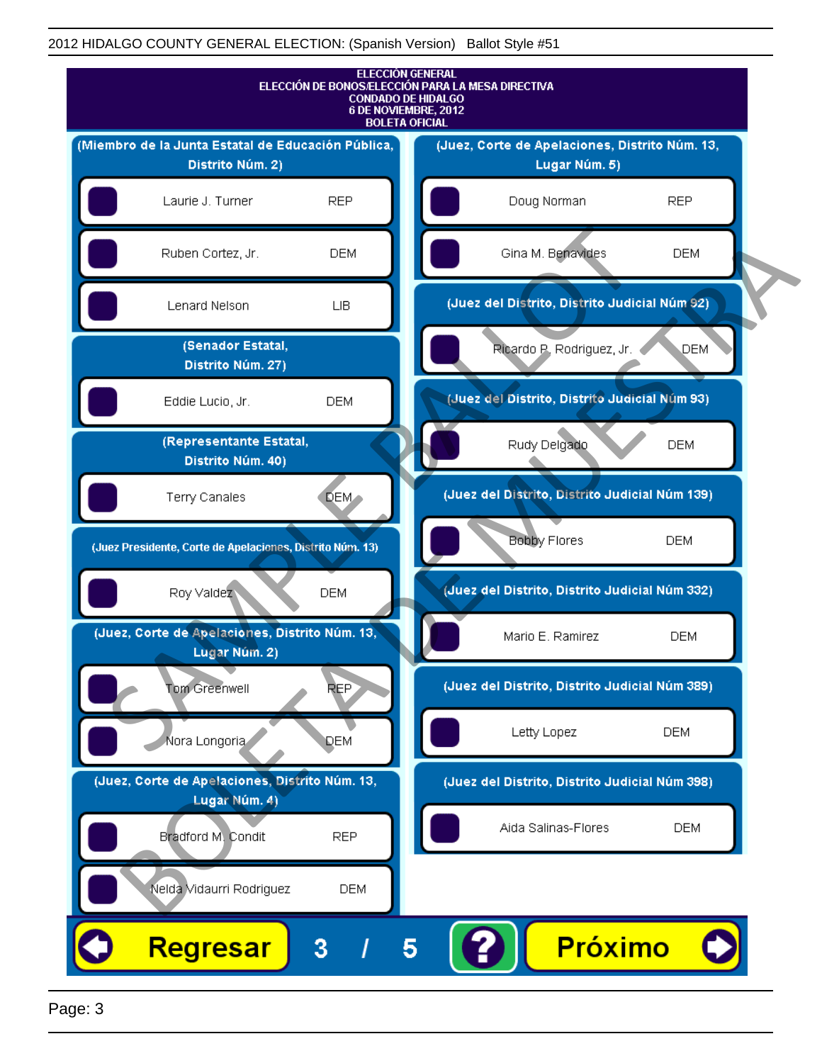# ELECCIÓN GENERAL
## ELECCIÓN DE BONOS/ELECCIÓN PARA LA MESA DIRECTIVA
## CONDADO DE HIDALGO
## 6 DE NOVIEMBRE, 2012
## BOLETA OFICIAL

### (Miembro de la Junta Estatal de Educación Pública, Distrito Núm. 2)

| Candidato | Partido |
|---|---|
| Laurie J. Turner | REP |
| Ruben Cortez, Jr. | DEM |
| Lenard Nelson | LIB |

### (Senador Estatal, Distrito Núm. 27)

| Candidato | Partido |
|---|---|
| Eddie Lucio, Jr. | DEM |

### (Representante Estatal, Distrito Núm. 40)

| Candidato | Partido |
|---|---|
| Terry Canales | DEM |

### (Juez Presidente, Corte de Apelaciones, Distrito Núm. 13)

| Candidato | Partido |
|---|---|
| Roy Valdez | DEM |

### (Juez, Corte de Apelaciones, Distrito Núm. 13, Lugar Núm. 2)

| Candidato | Partido |
|---|---|
| Tom Greenwell | REP |
| Nora Longoria | DEM |

### (Juez, Corte de Apelaciones, Distrito Núm. 13, Lugar Núm. 4)

| Candidato | Partido |
|---|---|
| Bradford M. Condit | REP |
| Nelda Vidaurri Rodriguez | DEM |

### (Juez, Corte de Apelaciones, Distrito Núm. 13, Lugar Núm. 5)

| Candidato | Partido |
|---|---|
| Doug Norman | REP |
| Gina M. Benavides | DEM |

### (Juez del Distrito, Distrito Judicial Núm 92)

| Candidato | Partido |
|---|---|
| Ricardo P. Rodriguez, Jr. | DEM |

### (Juez del Distrito, Distrito Judicial Núm 93)

| Candidato | Partido |
|---|---|
| Rudy Delgado | DEM |

### (Juez del Distrito, Distrito Judicial Núm 139)

| Candidato | Partido |
|---|---|
| Bobby Flores | DEM |

### (Juez del Distrito, Distrito Judicial Núm 332)

| Candidato | Partido |
|---|---|
| Mario E. Ramirez | DEM |

### (Juez del Distrito, Distrito Judicial Núm 389)

| Candidato | Partido |
|---|---|
| Letty Lopez | DEM |

### (Juez del Distrito, Distrito Judicial Núm 398)

| Candidato | Partido |
|---|---|
| Aida Salinas-Flores | DEM |

Regresar 3 / 5 ? Próximo

SAMPLE BALLOT BOLETA DE MUESTRA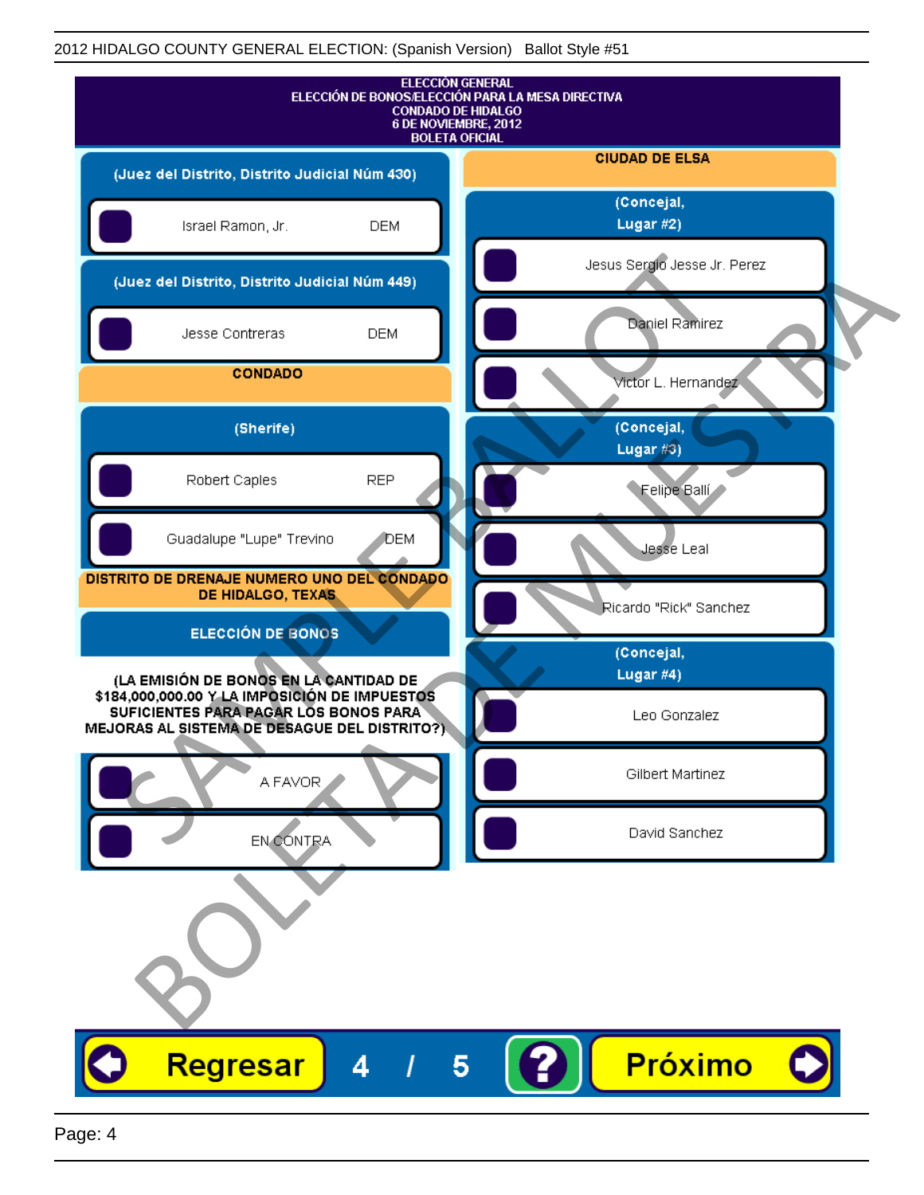ELECCIÓN GENERAL
ELECCIÓN DE BONOS/ELECCIÓN PARA LA MESA DIRECTIVA
CONDADO DE HIDALGO
6 DE NOVIEMBRE, 2012
BOLETA OFICIAL

### (Juez del Distrito, Distrito Judicial Núm 430)

- Israel Ramon, Jr. — DEM

### (Juez del Distrito, Distrito Judicial Núm 449)

- Jesse Contreras — DEM

## CONDADO

### (Sherife)

- Robert Caples — REP
- Guadalupe "Lupe" Trevino — DEM

## DISTRITO DE DRENAJE NUMERO UNO DEL CONDADO DE HIDALGO, TEXAS

### ELECCIÓN DE BONOS

**(LA EMISIÓN DE BONOS EN LA CANTIDAD DE $184,000,000.00 Y LA IMPOSICIÓN DE IMPUESTOS SUFICIENTES PARA PAGAR LOS BONOS PARA MEJORAS AL SISTEMA DE DESAGUE DEL DISTRITO?)**

- A FAVOR
- EN CONTRA

## CIUDAD DE ELSA

### (Concejal, Lugar #2)

- Jesus Sergio Jesse Jr. Perez
- Daniel Ramirez
- Victor L. Hernandez

### (Concejal, Lugar #3)

- Felipe Ballí
- Jesse Leal
- Ricardo "Rick" Sanchez

### (Concejal, Lugar #4)

- Leo Gonzalez
- Gilbert Martinez
- David Sanchez

SAMPLE BALLOT
BOLETA DE MUESTRA

Regresar 4 / 5 ? Próximo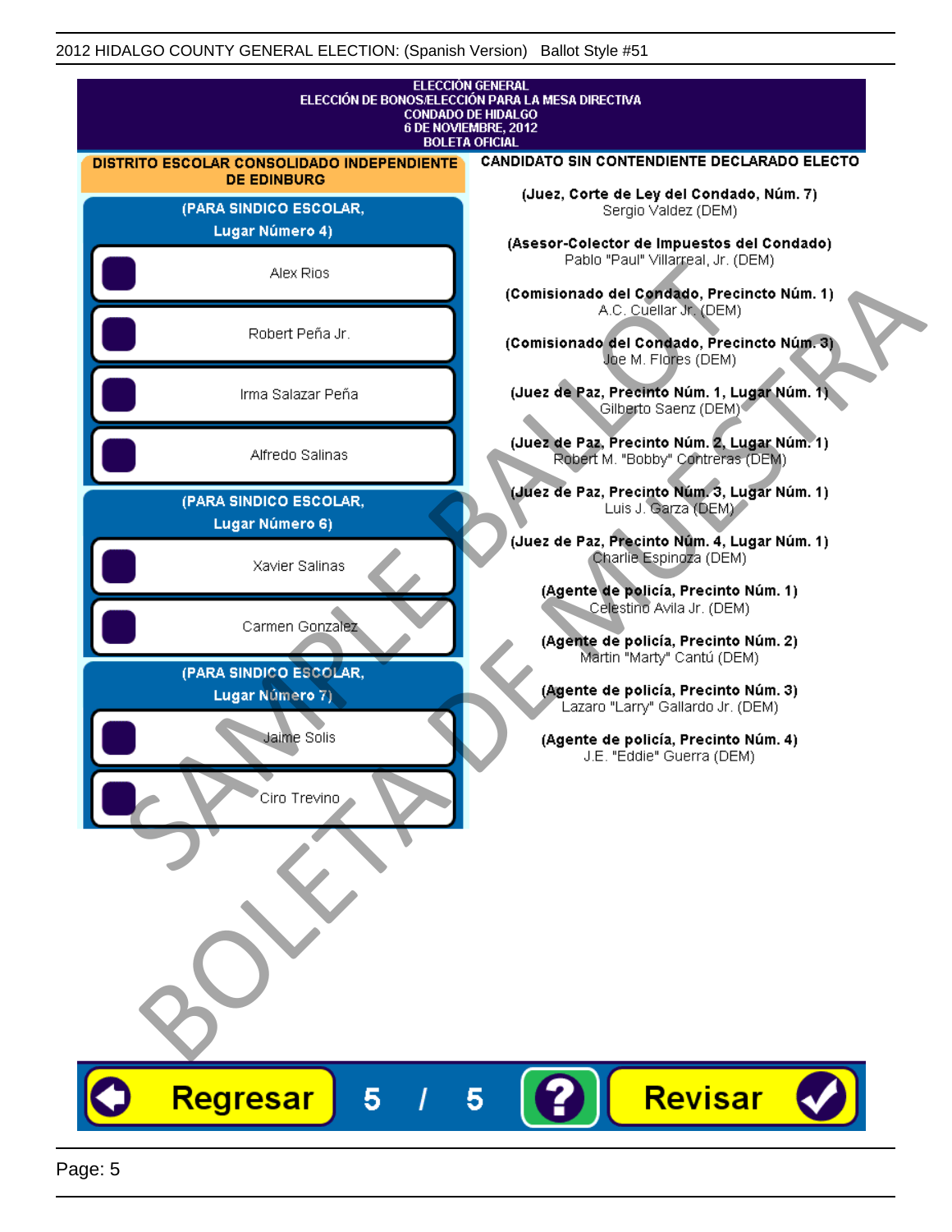2012 HIDALGO COUNTY GENERAL ELECTION: (Spanish Version) Ballot Style #51

**ELECCIÓN GENERAL**
**ELECCIÓN DE BONOS/ELECCIÓN PARA LA MESA DIRECTIVA**
**CONDADO DE HIDALGO**
**6 DE NOVIEMBRE, 2012**
**BOLETA OFICIAL**

## DISTRITO ESCOLAR CONSOLIDADO INDEPENDIENTE DE EDINBURG

### (PARA SINDICO ESCOLAR, Lugar Número 4)

- Alex Rios
- Robert Peña Jr.
- Irma Salazar Peña
- Alfredo Salinas

### (PARA SINDICO ESCOLAR, Lugar Número 6)

- Xavier Salinas
- Carmen Gonzalez

### (PARA SINDICO ESCOLAR, Lugar Número 7)

- Jaime Solis
- Ciro Trevino

## CANDIDATO SIN CONTENDIENTE DECLARADO ELECTO

**(Juez, Corte de Ley del Condado, Núm. 7)**
Sergio Valdez (DEM)

**(Asesor-Colector de Impuestos del Condado)**
Pablo "Paul" Villarreal, Jr. (DEM)

**(Comisionado del Condado, Precincto Núm. 1)**
A.C. Cuellar Jr. (DEM)

**(Comisionado del Condado, Precincto Núm. 3)**
Joe M. Flores (DEM)

**(Juez de Paz, Precinto Núm. 1, Lugar Núm. 1)**
Gilberto Saenz (DEM)

**(Juez de Paz, Precinto Núm. 2, Lugar Núm. 1)**
Robert M. "Bobby" Contreras (DEM)

**(Juez de Paz, Precinto Núm. 3, Lugar Núm. 1)**
Luis J. Garza (DEM)

**(Juez de Paz, Precinto Núm. 4, Lugar Núm. 1)**
Charlie Espinoza (DEM)

**(Agente de policía, Precinto Núm. 1)**
Celestino Avila Jr. (DEM)

**(Agente de policía, Precinto Núm. 2)**
Martin "Marty" Cantú (DEM)

**(Agente de policía, Precinto Núm. 3)**
Lazaro "Larry" Gallardo Jr. (DEM)

**(Agente de policía, Precinto Núm. 4)**
J.E. "Eddie" Guerra (DEM)

SAMPLE BALLOT
BOLETA DE MUESTRA

Regresar 5 / 5 ? Revisar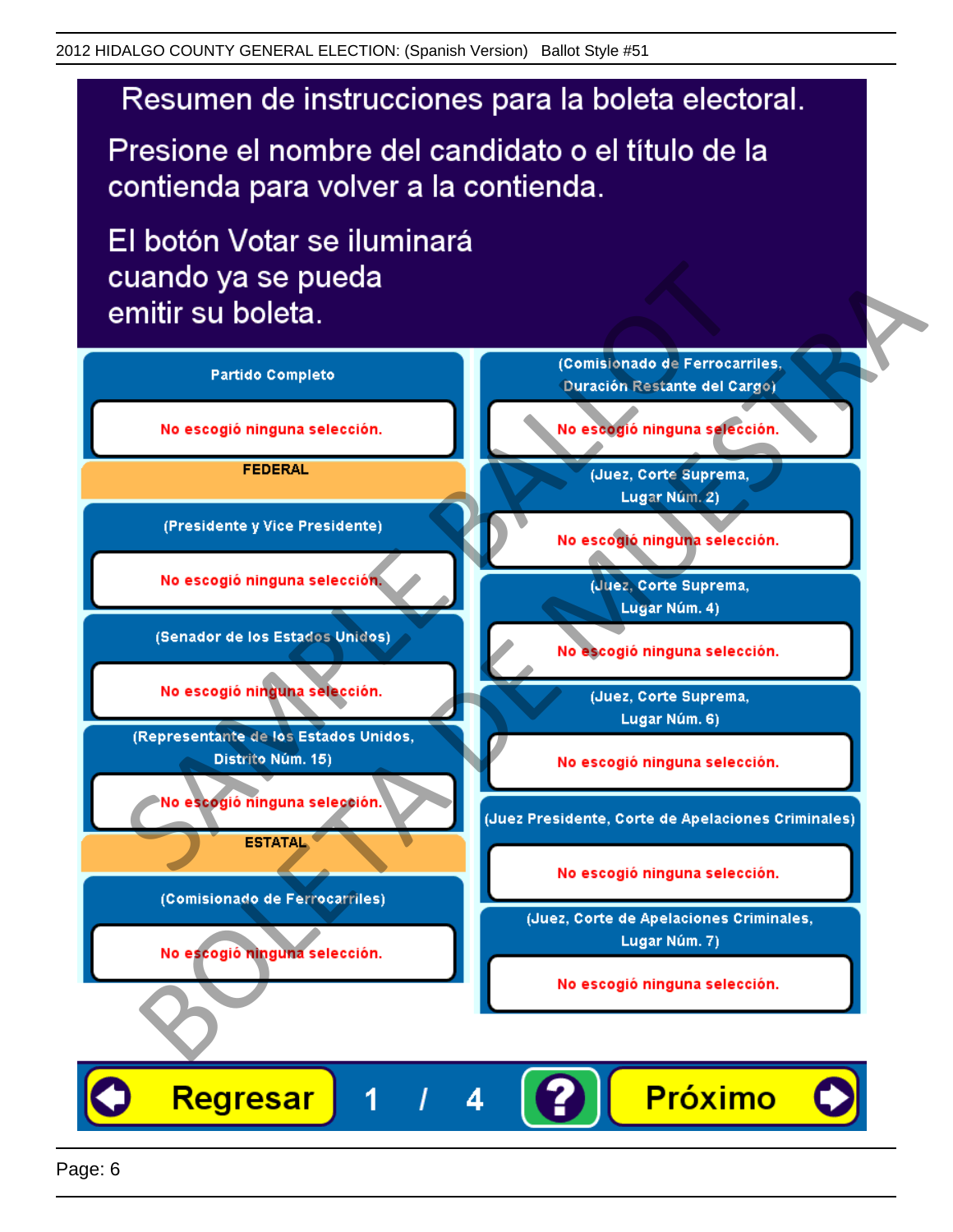# Resumen de instrucciones para la boleta electoral.

Presione el nombre del candidato o el título de la contienda para volver a la contienda.

El botón Votar se iluminará cuando ya se pueda emitir su boleta.

**Partido Completo**

No escogió ninguna selección.

**FEDERAL**

**(Presidente y Vice Presidente)**

No escogió ninguna selección.

**(Senador de los Estados Unidos)**

No escogió ninguna selección.

**(Representante de los Estados Unidos, Distrito Núm. 15)**

No escogió ninguna selección.

**ESTATAL**

**(Comisionado de Ferrocarriles)**

No escogió ninguna selección.

**(Comisionado de Ferrocarriles, Duración Restante del Cargo)**

No escogió ninguna selección.

**(Juez, Corte Suprema, Lugar Núm. 2)**

No escogió ninguna selección.

**(Juez, Corte Suprema, Lugar Núm. 4)**

No escogió ninguna selección.

**(Juez, Corte Suprema, Lugar Núm. 6)**

No escogió ninguna selección.

**(Juez Presidente, Corte de Apelaciones Criminales)**

No escogió ninguna selección.

**(Juez, Corte de Apelaciones Criminales, Lugar Núm. 7)**

No escogió ninguna selección.

Regresar 1 / 4 ? Próximo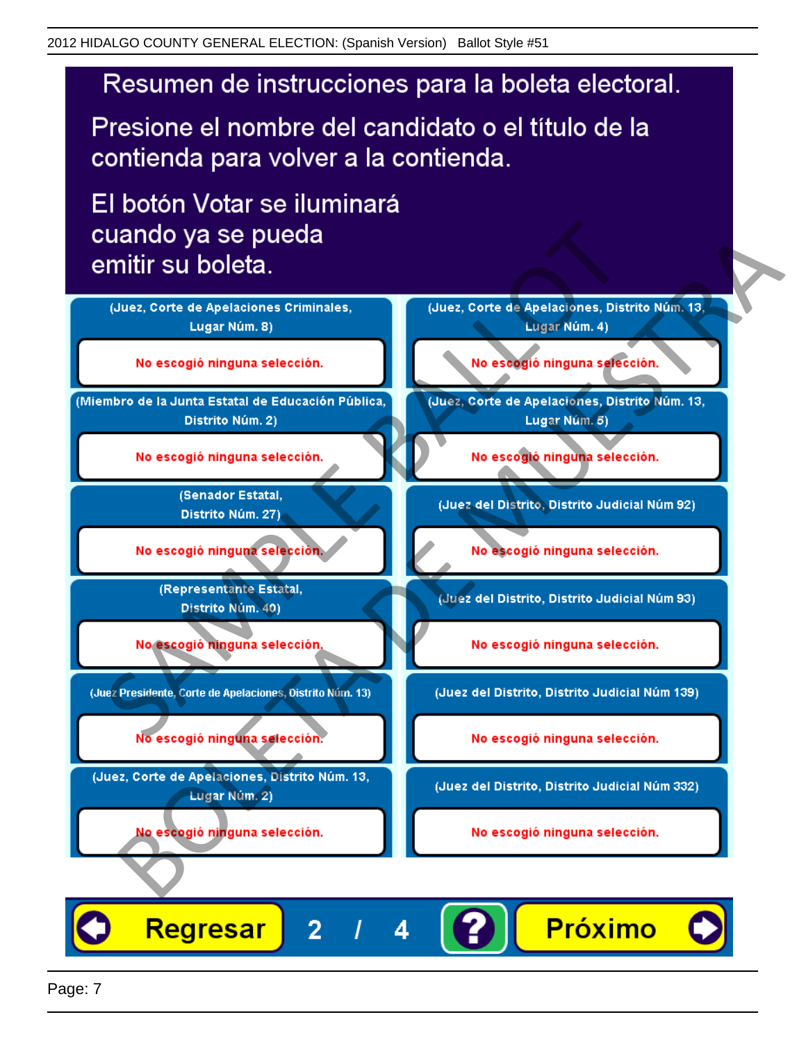# Resumen de instrucciones para la boleta electoral.

Presione el nombre del candidato o el título de la contienda para volver a la contienda.

El botón Votar se iluminará cuando ya se pueda emitir su boleta.

| Contienda | Selección |
|---|---|
| (Juez, Corte de Apelaciones Criminales, Lugar Núm. 8) | No escogió ninguna selección. |
| (Miembro de la Junta Estatal de Educación Pública, Distrito Núm. 2) | No escogió ninguna selección. |
| (Senador Estatal, Distrito Núm. 27) | No escogió ninguna selección. |
| (Representante Estatal, Distrito Núm. 40) | No escogió ninguna selección. |
| (Juez Presidente, Corte de Apelaciones, Distrito Núm. 13) | No escogió ninguna selección. |
| (Juez, Corte de Apelaciones, Distrito Núm. 13, Lugar Núm. 2) | No escogió ninguna selección. |
| (Juez, Corte de Apelaciones, Distrito Núm. 13, Lugar Núm. 4) | No escogió ninguna selección. |
| (Juez, Corte de Apelaciones, Distrito Núm. 13, Lugar Núm. 5) | No escogió ninguna selección. |
| (Juez del Distrito, Distrito Judicial Núm 92) | No escogió ninguna selección. |
| (Juez del Distrito, Distrito Judicial Núm 93) | No escogió ninguna selección. |
| (Juez del Distrito, Distrito Judicial Núm 139) | No escogió ninguna selección. |
| (Juez del Distrito, Distrito Judicial Núm 332) | No escogió ninguna selección. |

Regresar 2 / 4 ? Próximo

SAMPLE BALLOT
BOLETA DE MUESTRA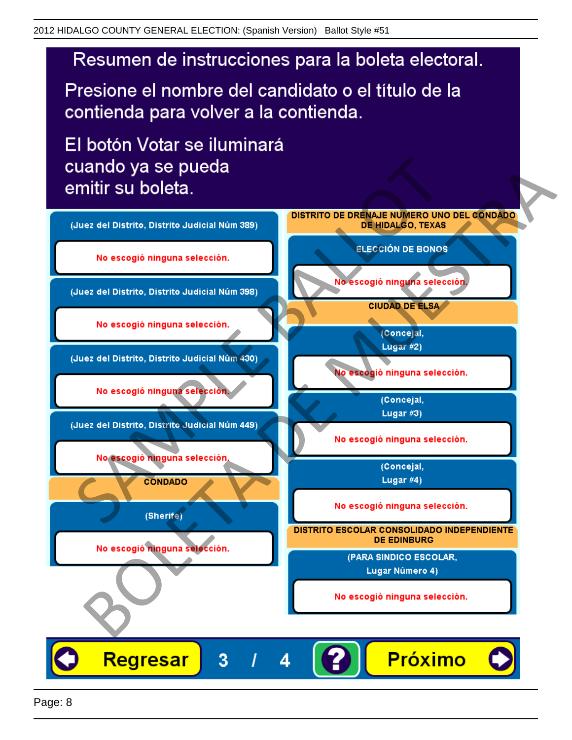# Resumen de instrucciones para la boleta electoral.

Presione el nombre del candidato o el título de la contienda para volver a la contienda.

El botón Votar se iluminará cuando ya se pueda emitir su boleta.

**(Juez del Distrito, Distrito Judicial Núm 389)**

No escogió ninguna selección.

**(Juez del Distrito, Distrito Judicial Núm 398)**

No escogió ninguna selección.

**(Juez del Distrito, Distrito Judicial Núm 430)**

No escogió ninguna selección.

**(Juez del Distrito, Distrito Judicial Núm 449)**

No escogió ninguna selección.

## CONDADO

**(Sherife)**

No escogió ninguna selección.

## DISTRITO DE DRENAJE NUMERO UNO DEL CONDADO DE HIDALGO, TEXAS

**ELECCIÓN DE BONOS**

No escogió ninguna selección.

## CIUDAD DE ELSA

**(Concejal, Lugar #2)**

No escogió ninguna selección.

**(Concejal, Lugar #3)**

No escogió ninguna selección.

**(Concejal, Lugar #4)**

No escogió ninguna selección.

## DISTRITO ESCOLAR CONSOLIDADO INDEPENDIENTE DE EDINBURG

**(PARA SINDICO ESCOLAR, Lugar Número 4)**

No escogió ninguna selección.

Regresar | 3 / 4 | ? | Próximo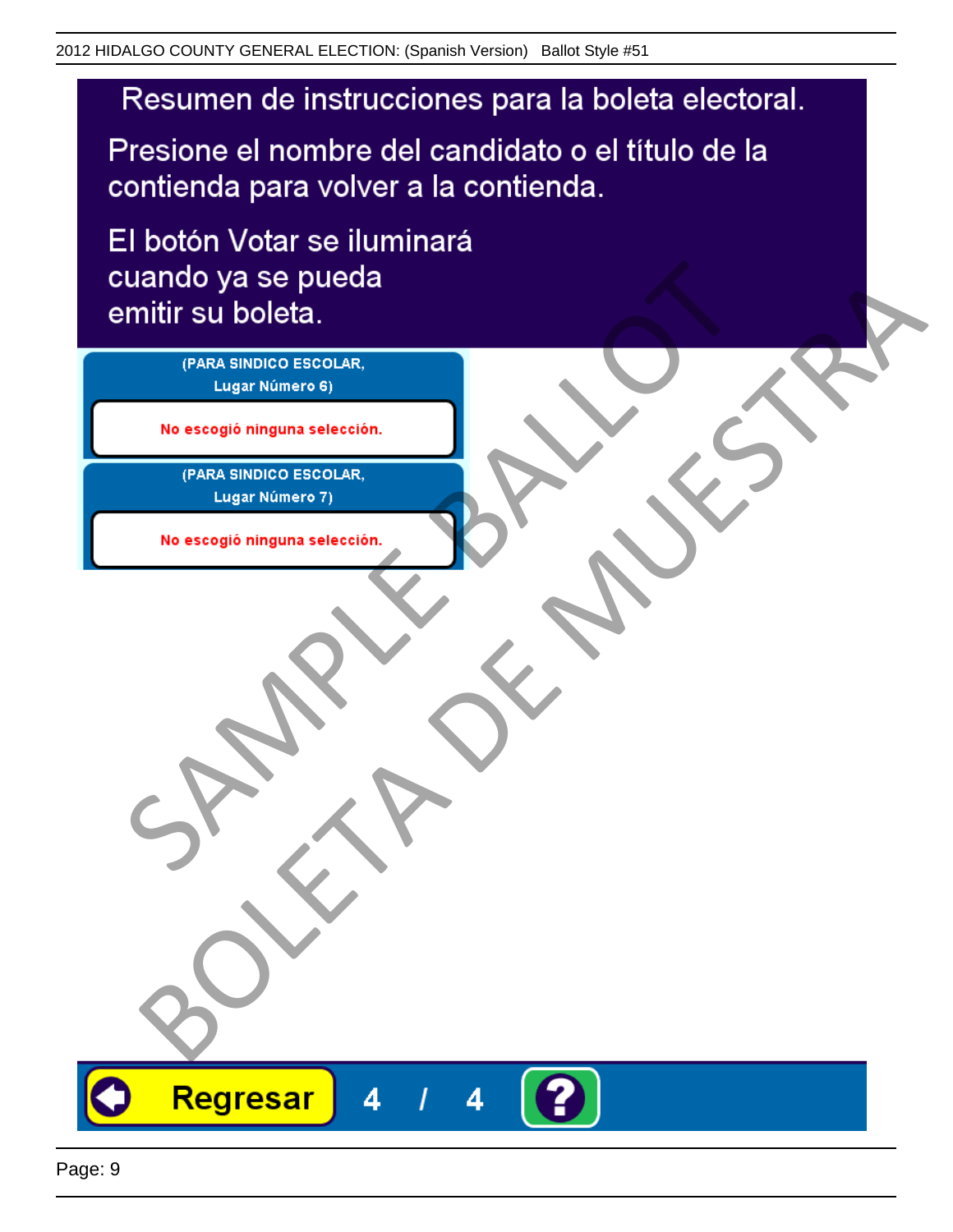# Resumen de instrucciones para la boleta electoral.

Presione el nombre del candidato o el título de la contienda para volver a la contienda.

El botón Votar se iluminará cuando ya se pueda emitir su boleta.

**(PARA SINDICO ESCOLAR, Lugar Número 6)**

No escogió ninguna selección.

**(PARA SINDICO ESCOLAR, Lugar Número 7)**

No escogió ninguna selección.

SAMPLE BALLOT

BOLETA DE MUESTRA

Regresar

4 / 4

?